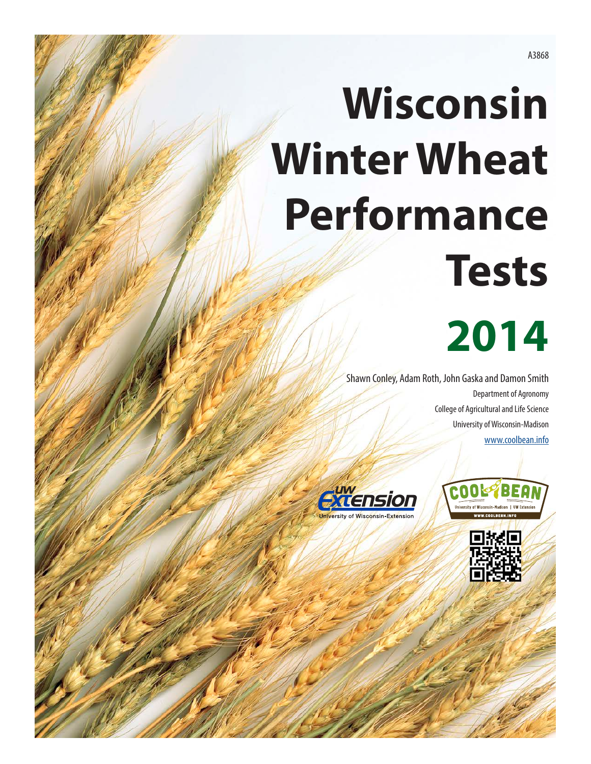A3868

# Wisconsin Winter Wheat Performance Tests

# 2014

Shawn Conley, Adam Roth, John Gaska and Damon Smith

Department of Agronomy

College of Agricultural and Life Science

University of Wisconsin-Madison

www.coolbean.info

UW Extension

University of Wisconsin-Extension

COOL BEAN

University of Wisconsin-Madison | UW Extension

WWW.COOLBEAN.INFO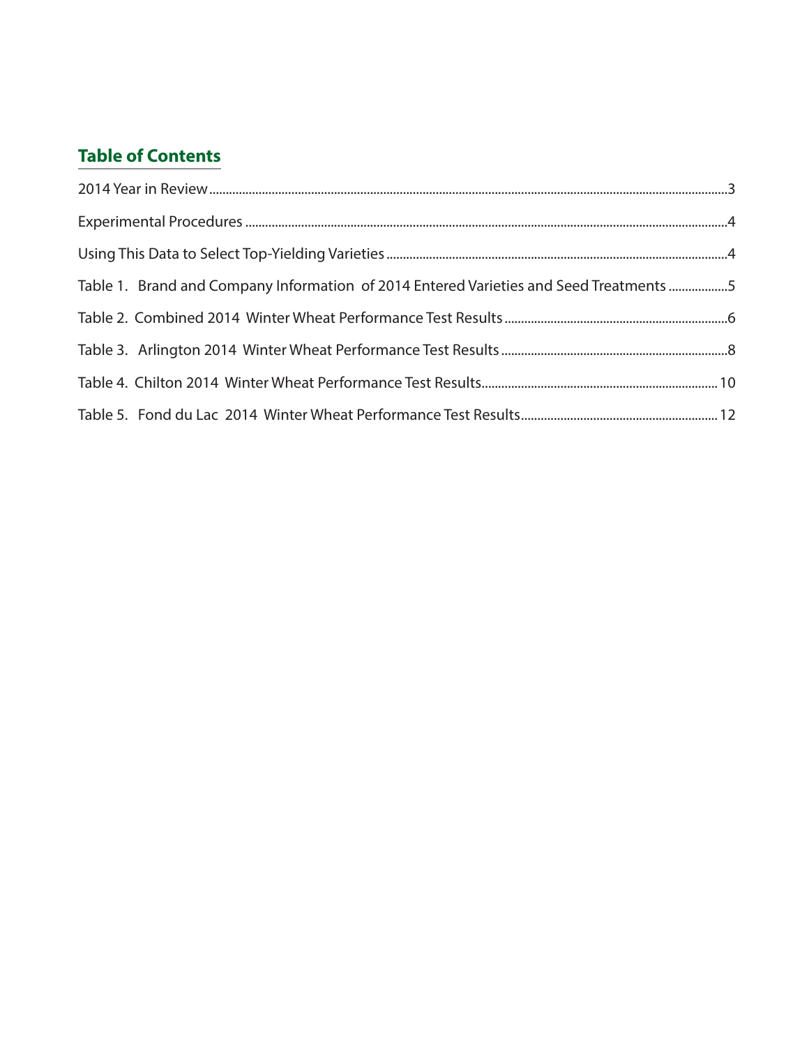## Table of Contents

2014 Year in Review ....................................................................................................................................................3

Experimental Procedures ..........................................................................................................................................4

Using This Data to Select Top-Yielding Varieties ..................................................................................................4

Table 1. Brand and Company Information of 2014 Entered Varieties and Seed Treatments ..................5

Table 2. Combined 2014 Winter Wheat Performance Test Results ...................................................................6

Table 3. Arlington 2014 Winter Wheat Performance Test Results ....................................................................8

Table 4. Chilton 2014 Winter Wheat Performance Test Results.......................................................................10

Table 5. Fond du Lac 2014 Winter Wheat Performance Test Results..............................................................12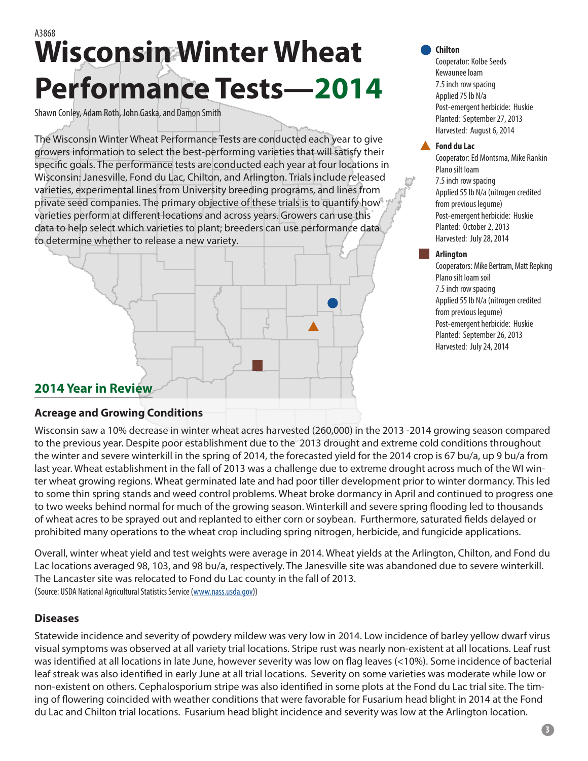A3868

# Wisconsin Winter Wheat Performance Tests—2014

Shawn Conley, Adam Roth, John Gaska, and Damon Smith

The Wisconsin Winter Wheat Performance Tests are conducted each year to give growers information to select the best-performing varieties that will satisfy their specific goals. The performance tests are conducted each year at four locations in Wisconsin: Janesville, Fond du Lac, Chilton, and Arlington. Trials include released varieties, experimental lines from University breeding programs, and lines from private seed companies. The primary objective of these trials is to quantify how varieties perform at different locations and across years. Growers can use this data to help select which varieties to plant; breeders can use performance data to determine whether to release a new variety.

**Chilton**
Cooperator: Kolbe Seeds
Kewaunee loam
7.5 inch row spacing
Applied 75 lb N/a
Post-emergent herbicide: Huskie
Planted: September 27, 2013
Harvested: August 6, 2014

**Fond du Lac**
Cooperator: Ed Montsma, Mike Rankin
Plano silt loam
7.5 inch row spacing
Applied 55 lb N/a (nitrogen credited from previous legume)
Post-emergent herbicide: Huskie
Planted: October 2, 2013
Harvested: July 28, 2014

**Arlington**
Cooperators: Mike Bertram, Matt Repking
Plano silt loam soil
7.5 inch row spacing
Applied 55 lb N/a (nitrogen credited from previous legume)
Post-emergent herbicide: Huskie
Planted: September 26, 2013
Harvested: July 24, 2014

## 2014 Year in Review

### Acreage and Growing Conditions

Wisconsin saw a 10% decrease in winter wheat acres harvested (260,000) in the 2013 -2014 growing season compared to the previous year. Despite poor establishment due to the 2013 drought and extreme cold conditions throughout the winter and severe winterkill in the spring of 2014, the forecasted yield for the 2014 crop is 67 bu/a, up 9 bu/a from last year. Wheat establishment in the fall of 2013 was a challenge due to extreme drought across much of the WI winter wheat growing regions. Wheat germinated late and had poor tiller development prior to winter dormancy. This led to some thin spring stands and weed control problems. Wheat broke dormancy in April and continued to progress one to two weeks behind normal for much of the growing season. Winterkill and severe spring flooding led to thousands of wheat acres to be sprayed out and replanted to either corn or soybean. Furthermore, saturated fields delayed or prohibited many operations to the wheat crop including spring nitrogen, herbicide, and fungicide applications.

Overall, winter wheat yield and test weights were average in 2014. Wheat yields at the Arlington, Chilton, and Fond du Lac locations averaged 98, 103, and 98 bu/a, respectively. The Janesville site was abandoned due to severe winterkill. The Lancaster site was relocated to Fond du Lac county in the fall of 2013.
(Source: USDA National Agricultural Statistics Service (www.nass.usda.gov))

### Diseases

Statewide incidence and severity of powdery mildew was very low in 2014. Low incidence of barley yellow dwarf virus visual symptoms was observed at all variety trial locations. Stripe rust was nearly non-existent at all locations. Leaf rust was identified at all locations in late June, however severity was low on flag leaves (<10%). Some incidence of bacterial leaf streak was also identified in early June at all trial locations. Severity on some varieties was moderate while low or non-existent on others. Cephalosporium stripe was also identified in some plots at the Fond du Lac trial site. The timing of flowering coincided with weather conditions that were favorable for Fusarium head blight in 2014 at the Fond du Lac and Chilton trial locations. Fusarium head blight incidence and severity was low at the Arlington location.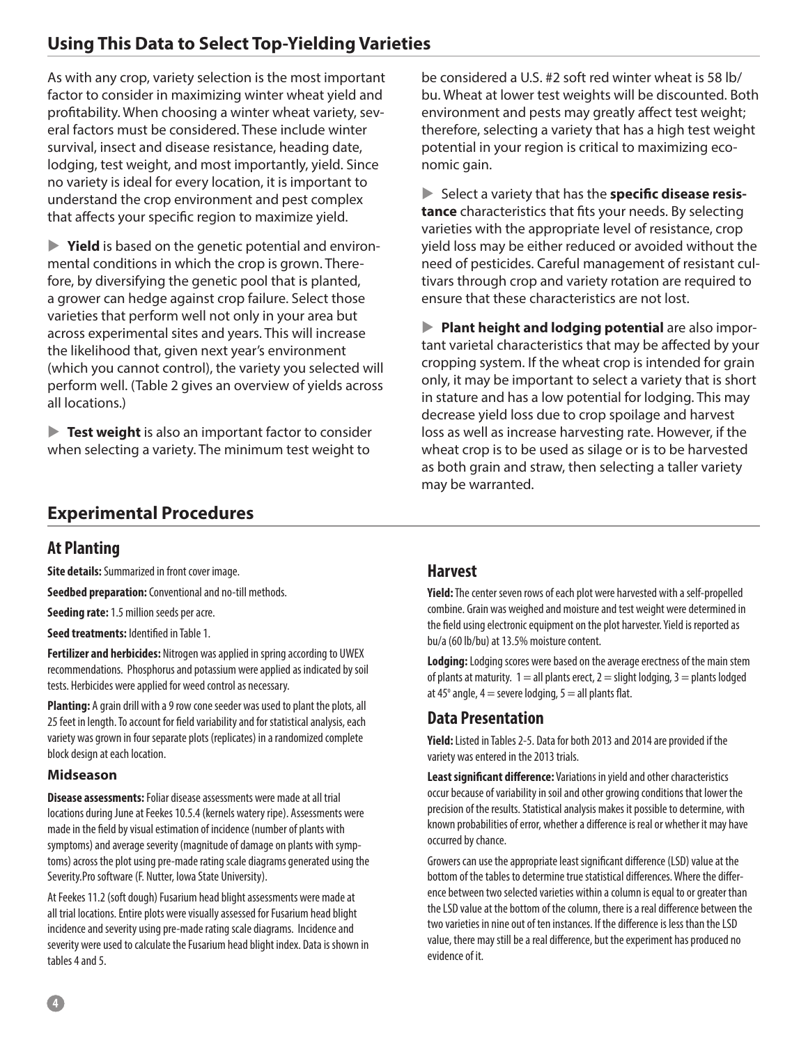## Using This Data to Select Top-Yielding Varieties

As with any crop, variety selection is the most important factor to consider in maximizing winter wheat yield and profitability. When choosing a winter wheat variety, several factors must be considered. These include winter survival, insect and disease resistance, heading date, lodging, test weight, and most importantly, yield. Since no variety is ideal for every location, it is important to understand the crop environment and pest complex that affects your specific region to maximize yield.

▶ **Yield** is based on the genetic potential and environmental conditions in which the crop is grown. Therefore, by diversifying the genetic pool that is planted, a grower can hedge against crop failure. Select those varieties that perform well not only in your area but across experimental sites and years. This will increase the likelihood that, given next year's environment (which you cannot control), the variety you selected will perform well. (Table 2 gives an overview of yields across all locations.)

▶ **Test weight** is also an important factor to consider when selecting a variety. The minimum test weight to be considered a U.S. #2 soft red winter wheat is 58 lb/bu. Wheat at lower test weights will be discounted. Both environment and pests may greatly affect test weight; therefore, selecting a variety that has a high test weight potential in your region is critical to maximizing economic gain.

▶ Select a variety that has the **specific disease resistance** characteristics that fits your needs. By selecting varieties with the appropriate level of resistance, crop yield loss may be either reduced or avoided without the need of pesticides. Careful management of resistant cultivars through crop and variety rotation are required to ensure that these characteristics are not lost.

▶ **Plant height and lodging potential** are also important varietal characteristics that may be affected by your cropping system. If the wheat crop is intended for grain only, it may be important to select a variety that is short in stature and has a low potential for lodging. This may decrease yield loss due to crop spoilage and harvest loss as well as increase harvesting rate. However, if the wheat crop is to be used as silage or is to be harvested as both grain and straw, then selecting a taller variety may be warranted.

## Experimental Procedures

### At Planting

**Site details:** Summarized in front cover image.

**Seedbed preparation:** Conventional and no-till methods.

**Seeding rate:** 1.5 million seeds per acre.

**Seed treatments:** Identified in Table 1.

**Fertilizer and herbicides:** Nitrogen was applied in spring according to UWEX recommendations. Phosphorus and potassium were applied as indicated by soil tests. Herbicides were applied for weed control as necessary.

**Planting:** A grain drill with a 9 row cone seeder was used to plant the plots, all 25 feet in length. To account for field variability and for statistical analysis, each variety was grown in four separate plots (replicates) in a randomized complete block design at each location.

#### Midseason

**Disease assessments:** Foliar disease assessments were made at all trial locations during June at Feekes 10.5.4 (kernels watery ripe). Assessments were made in the field by visual estimation of incidence (number of plants with symptoms) and average severity (magnitude of damage on plants with symptoms) across the plot using pre-made rating scale diagrams generated using the Severity.Pro software (F. Nutter, Iowa State University).

At Feekes 11.2 (soft dough) Fusarium head blight assessments were made at all trial locations. Entire plots were visually assessed for Fusarium head blight incidence and severity using pre-made rating scale diagrams. Incidence and severity were used to calculate the Fusarium head blight index. Data is shown in tables 4 and 5.

### Harvest

**Yield:** The center seven rows of each plot were harvested with a self-propelled combine. Grain was weighed and moisture and test weight were determined in the field using electronic equipment on the plot harvester. Yield is reported as bu/a (60 lb/bu) at 13.5% moisture content.

**Lodging:** Lodging scores were based on the average erectness of the main stem of plants at maturity. 1 = all plants erect, 2 = slight lodging, 3 = plants lodged at 45° angle, 4 = severe lodging, 5 = all plants flat.

### Data Presentation

**Yield:** Listed in Tables 2-5. Data for both 2013 and 2014 are provided if the variety was entered in the 2013 trials.

**Least significant difference:** Variations in yield and other characteristics occur because of variability in soil and other growing conditions that lower the precision of the results. Statistical analysis makes it possible to determine, with known probabilities of error, whether a difference is real or whether it may have occurred by chance.

Growers can use the appropriate least significant difference (LSD) value at the bottom of the tables to determine true statistical differences. Where the difference between two selected varieties within a column is equal to or greater than the LSD value at the bottom of the column, there is a real difference between the two varieties in nine out of ten instances. If the difference is less than the LSD value, there may still be a real difference, but the experiment has produced no evidence of it.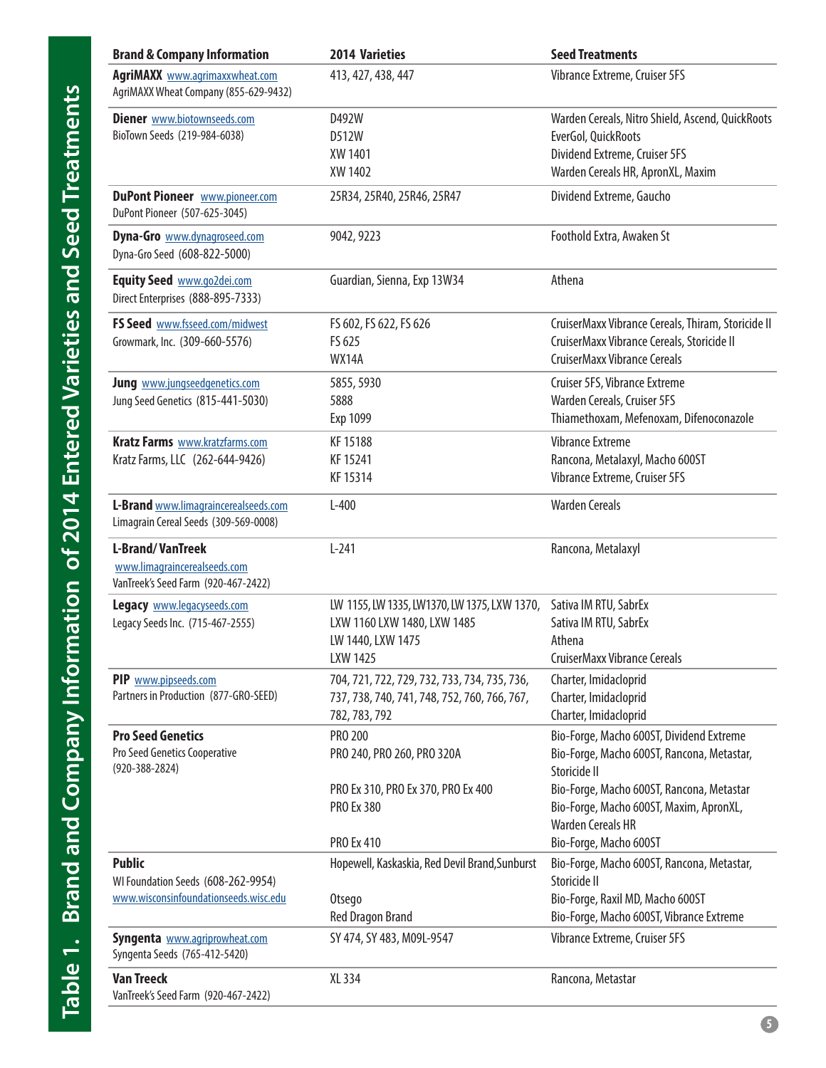## Table 1. Brand and Company Information of 2014 Entered Varieties and Seed Treatments

| Brand & Company Information | 2014 Varieties | Seed Treatments |
|---|---|---|
| **AgriMAXX** www.agrimaxxwheat.com<br>AgriMAXX Wheat Company (855-629-9432) | 413, 427, 438, 447 | Vibrance Extreme, Cruiser 5FS |
| **Diener** www.biotownseeds.com<br>BioTown Seeds (219-984-6038) | D492W<br>D512W<br>XW 1401<br>XW 1402 | Warden Cereals, Nitro Shield, Ascend, QuickRoots<br>EverGol, QuickRoots<br>Dividend Extreme, Cruiser 5FS<br>Warden Cereals HR, ApronXL, Maxim |
| **DuPont Pioneer** www.pioneer.com<br>DuPont Pioneer (507-625-3045) | 25R34, 25R40, 25R46, 25R47 | Dividend Extreme, Gaucho |
| **Dyna-Gro** www.dynagroseed.com<br>Dyna-Gro Seed (608-822-5000) | 9042, 9223 | Foothold Extra, Awaken St |
| **Equity Seed** www.go2dei.com<br>Direct Enterprises (888-895-7333) | Guardian, Sienna, Exp 13W34 | Athena |
| **FS Seed** www.fsseed.com/midwest<br>Growmark, Inc. (309-660-5576) | FS 602, FS 622, FS 626<br>FS 625<br>WX14A | CruiserMaxx Vibrance Cereals, Thiram, Storicide II<br>CruiserMaxx Vibrance Cereals, Storicide II<br>CruiserMaxx Vibrance Cereals |
| **Jung** www.jungseedgenetics.com<br>Jung Seed Genetics (815-441-5030) | 5855, 5930<br>5888<br>Exp 1099 | Cruiser 5FS, Vibrance Extreme<br>Warden Cereals, Cruiser 5FS<br>Thiamethoxam, Mefenoxam, Difenoconazole |
| **Kratz Farms** www.kratzfarms.com<br>Kratz Farms, LLC (262-644-9426) | KF 15188<br>KF 15241<br>KF 15314 | Vibrance Extreme<br>Rancona, Metalaxyl, Macho 600ST<br>Vibrance Extreme, Cruiser 5FS |
| **L-Brand** www.limagraincerealseeds.com<br>Limagrain Cereal Seeds (309-569-0008) | L-400 | Warden Cereals |
| **L-Brand/ VanTreek**<br>www.limagraincerealseeds.com<br>VanTreek's Seed Farm (920-467-2422) | L-241 | Rancona, Metalaxyl |
| **Legacy** www.legacyseeds.com<br>Legacy Seeds Inc. (715-467-2555) | LW 1155, LW 1335, LW1370, LW 1375, LXW 1370,<br>LXW 1160 LXW 1480, LXW 1485<br>LW 1440, LXW 1475<br>LXW 1425 | Sativa IM RTU, SabrEx<br>Sativa IM RTU, SabrEx<br>Athena<br>CruiserMaxx Vibrance Cereals |
| **PIP** www.pipseeds.com<br>Partners in Production (877-GRO-SEED) | 704, 721, 722, 729, 732, 733, 734, 735, 736,<br>737, 738, 740, 741, 748, 752, 760, 766, 767,<br>782, 783, 792 | Charter, Imidacloprid<br>Charter, Imidacloprid<br>Charter, Imidacloprid |
| **Pro Seed Genetics**<br>Pro Seed Genetics Cooperative<br>(920-388-2824) | PRO 200<br>PRO 240, PRO 260, PRO 320A<br><br>PRO Ex 310, PRO Ex 370, PRO Ex 400<br>PRO Ex 380<br><br>PRO Ex 410 | Bio-Forge, Macho 600ST, Dividend Extreme<br>Bio-Forge, Macho 600ST, Rancona, Metastar, Storicide II<br>Bio-Forge, Macho 600ST, Rancona, Metastar<br>Bio-Forge, Macho 600ST, Maxim, ApronXL, Warden Cereals HR<br>Bio-Forge, Macho 600ST |
| **Public**<br>WI Foundation Seeds (608-262-9954)<br>www.wisconsinfoundationseeds.wisc.edu | Hopewell, Kaskaskia, Red Devil Brand,Sunburst<br><br>Otsego<br>Red Dragon Brand | Bio-Forge, Macho 600ST, Rancona, Metastar, Storicide II<br>Bio-Forge, Raxil MD, Macho 600ST<br>Bio-Forge, Macho 600ST, Vibrance Extreme |
| **Syngenta** www.agriprowheat.com<br>Syngenta Seeds (765-412-5420) | SY 474, SY 483, M09L-9547 | Vibrance Extreme, Cruiser 5FS |
| **Van Treeck**<br>VanTreek's Seed Farm (920-467-2422) | XL 334 | Rancona, Metastar |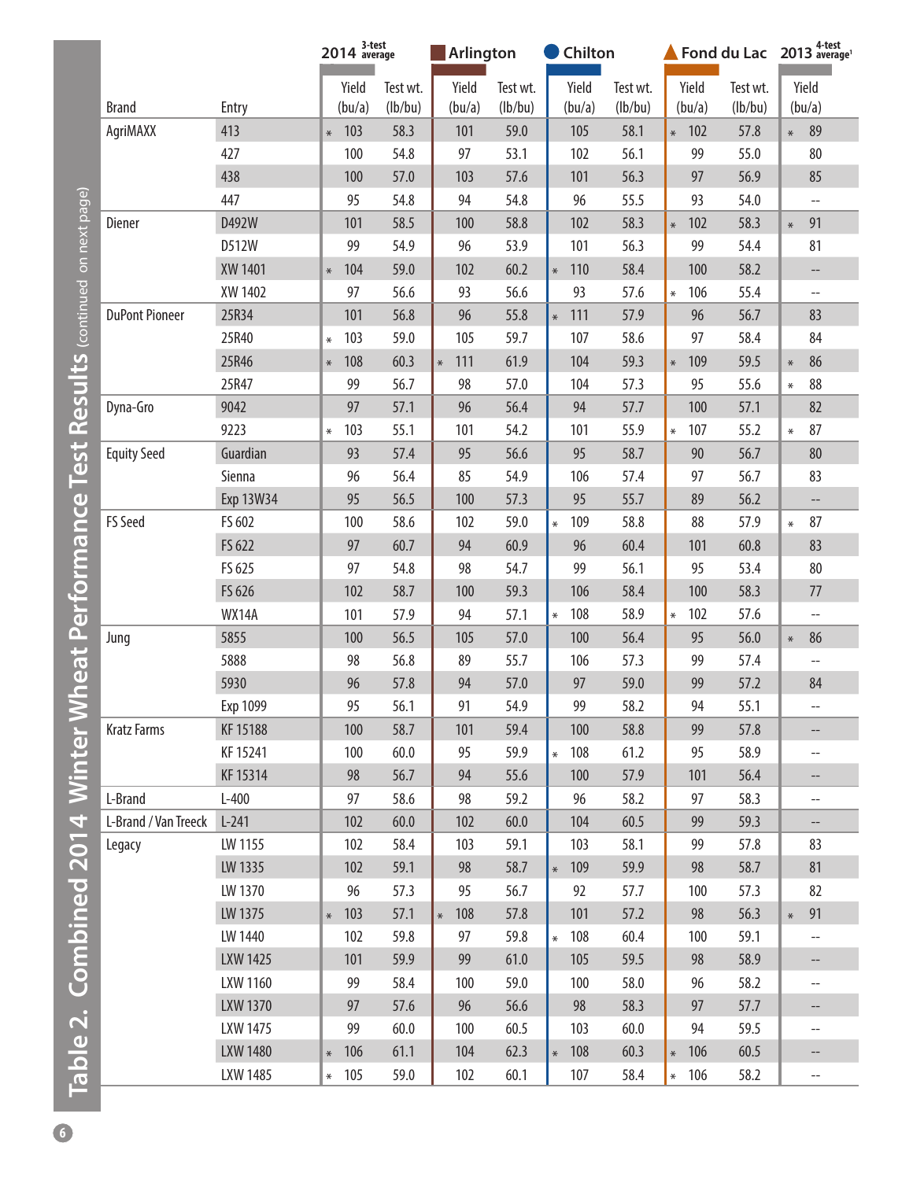# Table 2. Combined 2014 Winter Wheat Performance Test Results (continued on next page)

| | | 2014 3-test average | | Arlington | | Chilton | | Fond du Lac | | 2013 4-test average[1] |
|---|---|---|---|---|---|---|---|---|---|---|
| Brand | Entry | Yield (bu/a) | Test wt. (lb/bu) | Yield (bu/a) | Test wt. (lb/bu) | Yield (bu/a) | Test wt. (lb/bu) | Yield (bu/a) | Test wt. (lb/bu) | Yield (bu/a) |
| AgriMAXX | 413 | * 103 | 58.3 | 101 | 59.0 | 105 | 58.1 | * 102 | 57.8 | * 89 |
| | 427 | 100 | 54.8 | 97 | 53.1 | 102 | 56.1 | 99 | 55.0 | 80 |
| | 438 | 100 | 57.0 | 103 | 57.6 | 101 | 56.3 | 97 | 56.9 | 85 |
| | 447 | 95 | 54.8 | 94 | 54.8 | 96 | 55.5 | 93 | 54.0 | -- |
| Diener | D492W | 101 | 58.5 | 100 | 58.8 | 102 | 58.3 | * 102 | 58.3 | * 91 |
| | D512W | 99 | 54.9 | 96 | 53.9 | 101 | 56.3 | 99 | 54.4 | 81 |
| | XW 1401 | * 104 | 59.0 | 102 | 60.2 | * 110 | 58.4 | 100 | 58.2 | -- |
| | XW 1402 | 97 | 56.6 | 93 | 56.6 | 93 | 57.6 | * 106 | 55.4 | -- |
| DuPont Pioneer | 25R34 | 101 | 56.8 | 96 | 55.8 | * 111 | 57.9 | 96 | 56.7 | 83 |
| | 25R40 | * 103 | 59.0 | 105 | 59.7 | 107 | 58.6 | 97 | 58.4 | 84 |
| | 25R46 | * 108 | 60.3 | * 111 | 61.9 | 104 | 59.3 | * 109 | 59.5 | * 86 |
| | 25R47 | 99 | 56.7 | 98 | 57.0 | 104 | 57.3 | 95 | 55.6 | * 88 |
| Dyna-Gro | 9042 | 97 | 57.1 | 96 | 56.4 | 94 | 57.7 | 100 | 57.1 | 82 |
| | 9223 | * 103 | 55.1 | 101 | 54.2 | 101 | 55.9 | * 107 | 55.2 | * 87 |
| Equity Seed | Guardian | 93 | 57.4 | 95 | 56.6 | 95 | 58.7 | 90 | 56.7 | 80 |
| | Sienna | 96 | 56.4 | 85 | 54.9 | 106 | 57.4 | 97 | 56.7 | 83 |
| | Exp 13W34 | 95 | 56.5 | 100 | 57.3 | 95 | 55.7 | 89 | 56.2 | -- |
| FS Seed | FS 602 | 100 | 58.6 | 102 | 59.0 | * 109 | 58.8 | 88 | 57.9 | * 87 |
| | FS 622 | 97 | 60.7 | 94 | 60.9 | 96 | 60.4 | 101 | 60.8 | 83 |
| | FS 625 | 97 | 54.8 | 98 | 54.7 | 99 | 56.1 | 95 | 53.4 | 80 |
| | FS 626 | 102 | 58.7 | 100 | 59.3 | 106 | 58.4 | 100 | 58.3 | 77 |
| | WX14A | 101 | 57.9 | 94 | 57.1 | * 108 | 58.9 | * 102 | 57.6 | -- |
| Jung | 5855 | 100 | 56.5 | 105 | 57.0 | 100 | 56.4 | 95 | 56.0 | * 86 |
| | 5888 | 98 | 56.8 | 89 | 55.7 | 106 | 57.3 | 99 | 57.4 | -- |
| | 5930 | 96 | 57.8 | 94 | 57.0 | 97 | 59.0 | 99 | 57.2 | 84 |
| | Exp 1099 | 95 | 56.1 | 91 | 54.9 | 99 | 58.2 | 94 | 55.1 | -- |
| Kratz Farms | KF 15188 | 100 | 58.7 | 101 | 59.4 | 100 | 58.8 | 99 | 57.8 | -- |
| | KF 15241 | 100 | 60.0 | 95 | 59.9 | * 108 | 61.2 | 95 | 58.9 | -- |
| | KF 15314 | 98 | 56.7 | 94 | 55.6 | 100 | 57.9 | 101 | 56.4 | -- |
| L-Brand | L-400 | 97 | 58.6 | 98 | 59.2 | 96 | 58.2 | 97 | 58.3 | -- |
| L-Brand / Van Treeck | L-241 | 102 | 60.0 | 102 | 60.0 | 104 | 60.5 | 99 | 59.3 | -- |
| Legacy | LW 1155 | 102 | 58.4 | 103 | 59.1 | 103 | 58.1 | 99 | 57.8 | 83 |
| | LW 1335 | 102 | 59.1 | 98 | 58.7 | * 109 | 59.9 | 98 | 58.7 | 81 |
| | LW 1370 | 96 | 57.3 | 95 | 56.7 | 92 | 57.7 | 100 | 57.3 | 82 |
| | LW 1375 | * 103 | 57.1 | * 108 | 57.8 | 101 | 57.2 | 98 | 56.3 | * 91 |
| | LW 1440 | 102 | 59.8 | 97 | 59.8 | * 108 | 60.4 | 100 | 59.1 | -- |
| | LXW 1425 | 101 | 59.9 | 99 | 61.0 | 105 | 59.5 | 98 | 58.9 | -- |
| | LXW 1160 | 99 | 58.4 | 100 | 59.0 | 100 | 58.0 | 96 | 58.2 | -- |
| | LXW 1370 | 97 | 57.6 | 96 | 56.6 | 98 | 58.3 | 97 | 57.7 | -- |
| | LXW 1475 | 99 | 60.0 | 100 | 60.5 | 103 | 60.0 | 94 | 59.5 | -- |
| | LXW 1480 | * 106 | 61.1 | 104 | 62.3 | * 108 | 60.3 | * 106 | 60.5 | -- |
| | LXW 1485 | * 105 | 59.0 | 102 | 60.1 | 107 | 58.4 | * 106 | 58.2 | -- |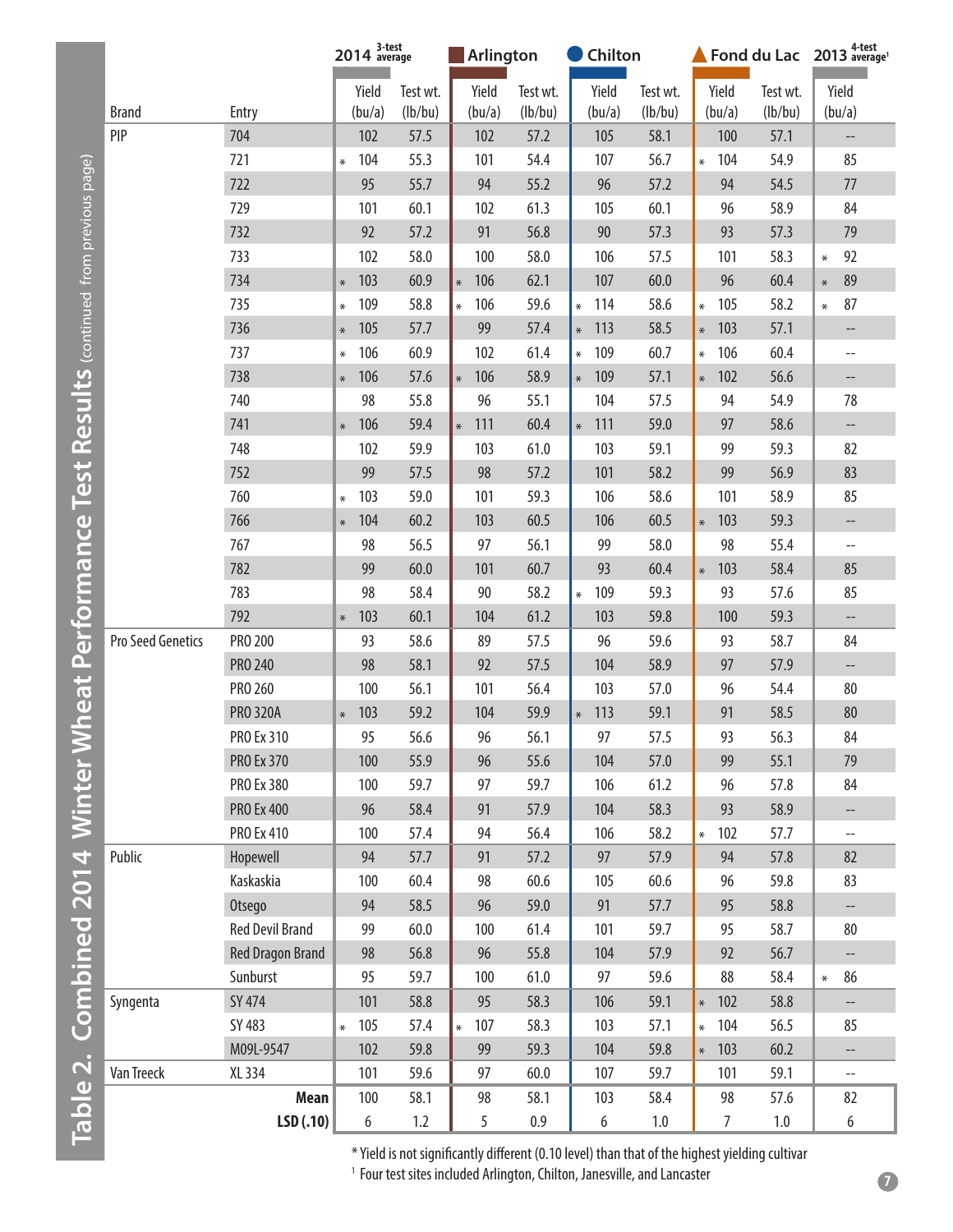# Table 2. Combined 2014 Winter Wheat Performance Test Results (continued from previous page)

| Brand | Entry | 2014 3-test average Yield (bu/a) | 2014 3-test average Test wt. (lb/bu) | Arlington Yield (bu/a) | Arlington Test wt. (lb/bu) | Chilton Yield (bu/a) | Chilton Test wt. (lb/bu) | Fond du Lac Yield (bu/a) | Fond du Lac Test wt. (lb/bu) | 2013 4-test average[1] Yield (bu/a) |
|---|---|---|---|---|---|---|---|---|---|---|
| PIP | 704 | 102 | 57.5 | 102 | 57.2 | 105 | 58.1 | 100 | 57.1 | -- |
| | 721 | * 104 | 55.3 | 101 | 54.4 | 107 | 56.7 | * 104 | 54.9 | 85 |
| | 722 | 95 | 55.7 | 94 | 55.2 | 96 | 57.2 | 94 | 54.5 | 77 |
| | 729 | 101 | 60.1 | 102 | 61.3 | 105 | 60.1 | 96 | 58.9 | 84 |
| | 732 | 92 | 57.2 | 91 | 56.8 | 90 | 57.3 | 93 | 57.3 | 79 |
| | 733 | 102 | 58.0 | 100 | 58.0 | 106 | 57.5 | 101 | 58.3 | * 92 |
| | 734 | * 103 | 60.9 | * 106 | 62.1 | 107 | 60.0 | 96 | 60.4 | * 89 |
| | 735 | * 109 | 58.8 | * 106 | 59.6 | * 114 | 58.6 | * 105 | 58.2 | * 87 |
| | 736 | * 105 | 57.7 | 99 | 57.4 | * 113 | 58.5 | * 103 | 57.1 | -- |
| | 737 | * 106 | 60.9 | 102 | 61.4 | * 109 | 60.7 | * 106 | 60.4 | -- |
| | 738 | * 106 | 57.6 | * 106 | 58.9 | * 109 | 57.1 | * 102 | 56.6 | -- |
| | 740 | 98 | 55.8 | 96 | 55.1 | 104 | 57.5 | 94 | 54.9 | 78 |
| | 741 | * 106 | 59.4 | * 111 | 60.4 | * 111 | 59.0 | 97 | 58.6 | -- |
| | 748 | 102 | 59.9 | 103 | 61.0 | 103 | 59.1 | 99 | 59.3 | 82 |
| | 752 | 99 | 57.5 | 98 | 57.2 | 101 | 58.2 | 99 | 56.9 | 83 |
| | 760 | * 103 | 59.0 | 101 | 59.3 | 106 | 58.6 | 101 | 58.9 | 85 |
| | 766 | * 104 | 60.2 | 103 | 60.5 | 106 | 60.5 | * 103 | 59.3 | -- |
| | 767 | 98 | 56.5 | 97 | 56.1 | 99 | 58.0 | 98 | 55.4 | -- |
| | 782 | 99 | 60.0 | 101 | 60.7 | 93 | 60.4 | * 103 | 58.4 | 85 |
| | 783 | 98 | 58.4 | 90 | 58.2 | * 109 | 59.3 | 93 | 57.6 | 85 |
| | 792 | * 103 | 60.1 | 104 | 61.2 | 103 | 59.8 | 100 | 59.3 | -- |
| Pro Seed Genetics | PRO 200 | 93 | 58.6 | 89 | 57.5 | 96 | 59.6 | 93 | 58.7 | 84 |
| | PRO 240 | 98 | 58.1 | 92 | 57.5 | 104 | 58.9 | 97 | 57.9 | -- |
| | PRO 260 | 100 | 56.1 | 101 | 56.4 | 103 | 57.0 | 96 | 54.4 | 80 |
| | PRO 320A | * 103 | 59.2 | 104 | 59.9 | * 113 | 59.1 | 91 | 58.5 | 80 |
| | PRO Ex 310 | 95 | 56.6 | 96 | 56.1 | 97 | 57.5 | 93 | 56.3 | 84 |
| | PRO Ex 370 | 100 | 55.9 | 96 | 55.6 | 104 | 57.0 | 99 | 55.1 | 79 |
| | PRO Ex 380 | 100 | 59.7 | 97 | 59.7 | 106 | 61.2 | 96 | 57.8 | 84 |
| | PRO Ex 400 | 96 | 58.4 | 91 | 57.9 | 104 | 58.3 | 93 | 58.9 | -- |
| | PRO Ex 410 | 100 | 57.4 | 94 | 56.4 | 106 | 58.2 | * 102 | 57.7 | -- |
| Public | Hopewell | 94 | 57.7 | 91 | 57.2 | 97 | 57.9 | 94 | 57.8 | 82 |
| | Kaskaskia | 100 | 60.4 | 98 | 60.6 | 105 | 60.6 | 96 | 59.8 | 83 |
| | Otsego | 94 | 58.5 | 96 | 59.0 | 91 | 57.7 | 95 | 58.8 | -- |
| | Red Devil Brand | 99 | 60.0 | 100 | 61.4 | 101 | 59.7 | 95 | 58.7 | 80 |
| | Red Dragon Brand | 98 | 56.8 | 96 | 55.8 | 104 | 57.9 | 92 | 56.7 | -- |
| | Sunburst | 95 | 59.7 | 100 | 61.0 | 97 | 59.6 | 88 | 58.4 | * 86 |
| Syngenta | SY 474 | 101 | 58.8 | 95 | 58.3 | 106 | 59.1 | * 102 | 58.8 | -- |
| | SY 483 | * 105 | 57.4 | * 107 | 58.3 | 103 | 57.1 | * 104 | 56.5 | 85 |
| | M09L-9547 | 102 | 59.8 | 99 | 59.3 | 104 | 59.8 | * 103 | 60.2 | -- |
| Van Treeck | XL 334 | 101 | 59.6 | 97 | 60.0 | 107 | 59.7 | 101 | 59.1 | -- |
| | **Mean** | 100 | 58.1 | 98 | 58.1 | 103 | 58.4 | 98 | 57.6 | 82 |
| | **LSD (.10)** | 6 | 1.2 | 5 | 0.9 | 6 | 1.0 | 7 | 1.0 | 6 |

* Yield is not significantly different (0.10 level) than that of the highest yielding cultivar

[1] Four test sites included Arlington, Chilton, Janesville, and Lancaster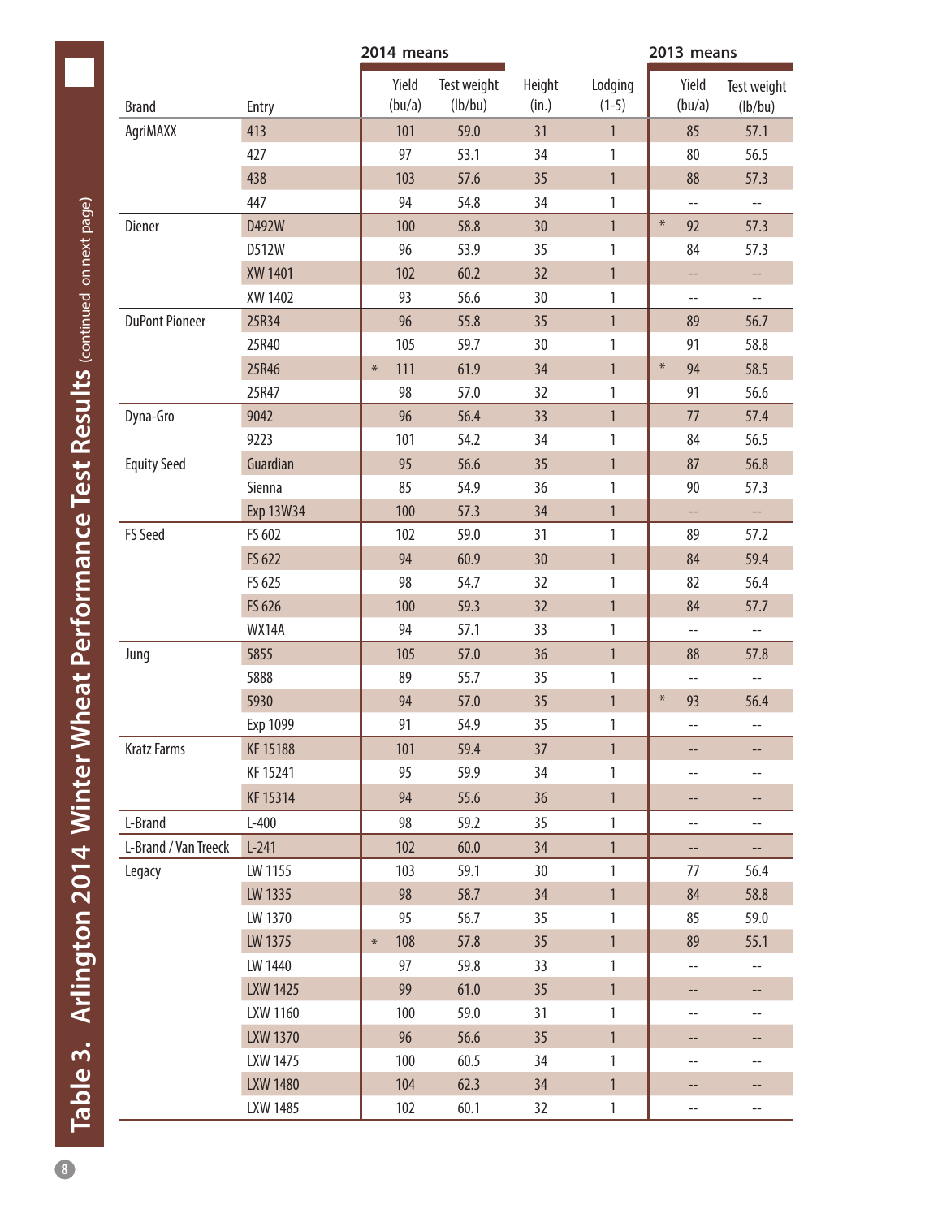# Table 3. Arlington 2014 Winter Wheat Performance Test Results (continued on next page)

| Brand | Entry | 2014 means Yield (bu/a) | Test weight (lb/bu) | Height (in.) | Lodging (1-5) | 2013 means Yield (bu/a) | Test weight (lb/bu) |
|---|---|---|---|---|---|---|---|
| AgriMAXX | 413 | 101 | 59.0 | 31 | 1 | 85 | 57.1 |
| | 427 | 97 | 53.1 | 34 | 1 | 80 | 56.5 |
| | 438 | 103 | 57.6 | 35 | 1 | 88 | 57.3 |
| | 447 | 94 | 54.8 | 34 | 1 | -- | -- |
| Diener | D492W | 100 | 58.8 | 30 | 1 | * 92 | 57.3 |
| | D512W | 96 | 53.9 | 35 | 1 | 84 | 57.3 |
| | XW 1401 | 102 | 60.2 | 32 | 1 | -- | -- |
| | XW 1402 | 93 | 56.6 | 30 | 1 | -- | -- |
| DuPont Pioneer | 25R34 | 96 | 55.8 | 35 | 1 | 89 | 56.7 |
| | 25R40 | 105 | 59.7 | 30 | 1 | 91 | 58.8 |
| | 25R46 | * 111 | 61.9 | 34 | 1 | * 94 | 58.5 |
| | 25R47 | 98 | 57.0 | 32 | 1 | 91 | 56.6 |
| Dyna-Gro | 9042 | 96 | 56.4 | 33 | 1 | 77 | 57.4 |
| | 9223 | 101 | 54.2 | 34 | 1 | 84 | 56.5 |
| Equity Seed | Guardian | 95 | 56.6 | 35 | 1 | 87 | 56.8 |
| | Sienna | 85 | 54.9 | 36 | 1 | 90 | 57.3 |
| | Exp 13W34 | 100 | 57.3 | 34 | 1 | -- | -- |
| FS Seed | FS 602 | 102 | 59.0 | 31 | 1 | 89 | 57.2 |
| | FS 622 | 94 | 60.9 | 30 | 1 | 84 | 59.4 |
| | FS 625 | 98 | 54.7 | 32 | 1 | 82 | 56.4 |
| | FS 626 | 100 | 59.3 | 32 | 1 | 84 | 57.7 |
| | WX14A | 94 | 57.1 | 33 | 1 | -- | -- |
| Jung | 5855 | 105 | 57.0 | 36 | 1 | 88 | 57.8 |
| | 5888 | 89 | 55.7 | 35 | 1 | -- | -- |
| | 5930 | 94 | 57.0 | 35 | 1 | * 93 | 56.4 |
| | Exp 1099 | 91 | 54.9 | 35 | 1 | -- | -- |
| Kratz Farms | KF 15188 | 101 | 59.4 | 37 | 1 | -- | -- |
| | KF 15241 | 95 | 59.9 | 34 | 1 | -- | -- |
| | KF 15314 | 94 | 55.6 | 36 | 1 | -- | -- |
| L-Brand | L-400 | 98 | 59.2 | 35 | 1 | -- | -- |
| L-Brand / Van Treeck | L-241 | 102 | 60.0 | 34 | 1 | -- | -- |
| Legacy | LW 1155 | 103 | 59.1 | 30 | 1 | 77 | 56.4 |
| | LW 1335 | 98 | 58.7 | 34 | 1 | 84 | 58.8 |
| | LW 1370 | 95 | 56.7 | 35 | 1 | 85 | 59.0 |
| | LW 1375 | * 108 | 57.8 | 35 | 1 | 89 | 55.1 |
| | LW 1440 | 97 | 59.8 | 33 | 1 | -- | -- |
| | LXW 1425 | 99 | 61.0 | 35 | 1 | -- | -- |
| | LXW 1160 | 100 | 59.0 | 31 | 1 | -- | -- |
| | LXW 1370 | 96 | 56.6 | 35 | 1 | -- | -- |
| | LXW 1475 | 100 | 60.5 | 34 | 1 | -- | -- |
| | LXW 1480 | 104 | 62.3 | 34 | 1 | -- | -- |
| | LXW 1485 | 102 | 60.1 | 32 | 1 | -- | -- |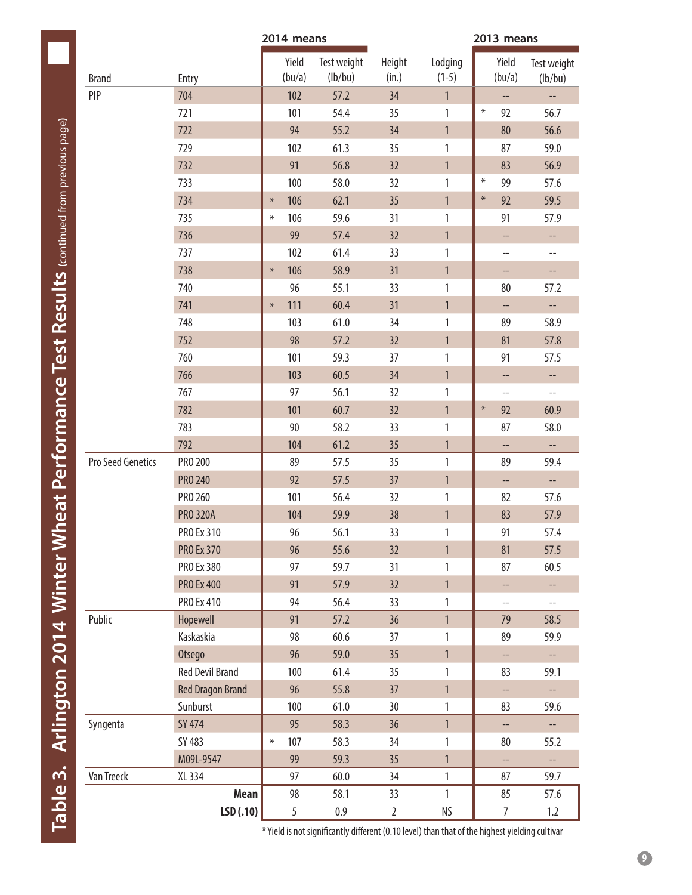# Table 3. Arlington 2014 Winter Wheat Performance Test Results (continued from previous page)

| Brand | Entry | 2014 means | | | | | 2013 means | | |
|---|---|---|---|---|---|---|---|---|---|
| | | | Yield (bu/a) | Test weight (lb/bu) | Height (in.) | Lodging (1-5) | | Yield (bu/a) | Test weight (lb/bu) |
| PIP | 704 | | 102 | 57.2 | 34 | 1 | | -- | -- |
| | 721 | | 101 | 54.4 | 35 | 1 | * | 92 | 56.7 |
| | 722 | | 94 | 55.2 | 34 | 1 | | 80 | 56.6 |
| | 729 | | 102 | 61.3 | 35 | 1 | | 87 | 59.0 |
| | 732 | | 91 | 56.8 | 32 | 1 | | 83 | 56.9 |
| | 733 | | 100 | 58.0 | 32 | 1 | * | 99 | 57.6 |
| | 734 | * | 106 | 62.1 | 35 | 1 | * | 92 | 59.5 |
| | 735 | * | 106 | 59.6 | 31 | 1 | | 91 | 57.9 |
| | 736 | | 99 | 57.4 | 32 | 1 | | -- | -- |
| | 737 | | 102 | 61.4 | 33 | 1 | | -- | -- |
| | 738 | * | 106 | 58.9 | 31 | 1 | | -- | -- |
| | 740 | | 96 | 55.1 | 33 | 1 | | 80 | 57.2 |
| | 741 | * | 111 | 60.4 | 31 | 1 | | -- | -- |
| | 748 | | 103 | 61.0 | 34 | 1 | | 89 | 58.9 |
| | 752 | | 98 | 57.2 | 32 | 1 | | 81 | 57.8 |
| | 760 | | 101 | 59.3 | 37 | 1 | | 91 | 57.5 |
| | 766 | | 103 | 60.5 | 34 | 1 | | -- | -- |
| | 767 | | 97 | 56.1 | 32 | 1 | | -- | -- |
| | 782 | | 101 | 60.7 | 32 | 1 | * | 92 | 60.9 |
| | 783 | | 90 | 58.2 | 33 | 1 | | 87 | 58.0 |
| | 792 | | 104 | 61.2 | 35 | 1 | | -- | -- |
| Pro Seed Genetics | PRO 200 | | 89 | 57.5 | 35 | 1 | | 89 | 59.4 |
| | PRO 240 | | 92 | 57.5 | 37 | 1 | | -- | -- |
| | PRO 260 | | 101 | 56.4 | 32 | 1 | | 82 | 57.6 |
| | PRO 320A | | 104 | 59.9 | 38 | 1 | | 83 | 57.9 |
| | PRO Ex 310 | | 96 | 56.1 | 33 | 1 | | 91 | 57.4 |
| | PRO Ex 370 | | 96 | 55.6 | 32 | 1 | | 81 | 57.5 |
| | PRO Ex 380 | | 97 | 59.7 | 31 | 1 | | 87 | 60.5 |
| | PRO Ex 400 | | 91 | 57.9 | 32 | 1 | | -- | -- |
| | PRO Ex 410 | | 94 | 56.4 | 33 | 1 | | -- | -- |
| Public | Hopewell | | 91 | 57.2 | 36 | 1 | | 79 | 58.5 |
| | Kaskaskia | | 98 | 60.6 | 37 | 1 | | 89 | 59.9 |
| | Otsego | | 96 | 59.0 | 35 | 1 | | -- | -- |
| | Red Devil Brand | | 100 | 61.4 | 35 | 1 | | 83 | 59.1 |
| | Red Dragon Brand | | 96 | 55.8 | 37 | 1 | | -- | -- |
| | Sunburst | | 100 | 61.0 | 30 | 1 | | 83 | 59.6 |
| Syngenta | SY 474 | | 95 | 58.3 | 36 | 1 | | -- | -- |
| | SY 483 | * | 107 | 58.3 | 34 | 1 | | 80 | 55.2 |
| | M09L-9547 | | 99 | 59.3 | 35 | 1 | | -- | -- |
| Van Treeck | XL 334 | | 97 | 60.0 | 34 | 1 | | 87 | 59.7 |
| | **Mean** | | 98 | 58.1 | 33 | 1 | | 85 | 57.6 |
| | **LSD (.10)** | | 5 | 0.9 | 2 | NS | | 7 | 1.2 |

* Yield is not significantly different (0.10 level) than that of the highest yielding cultivar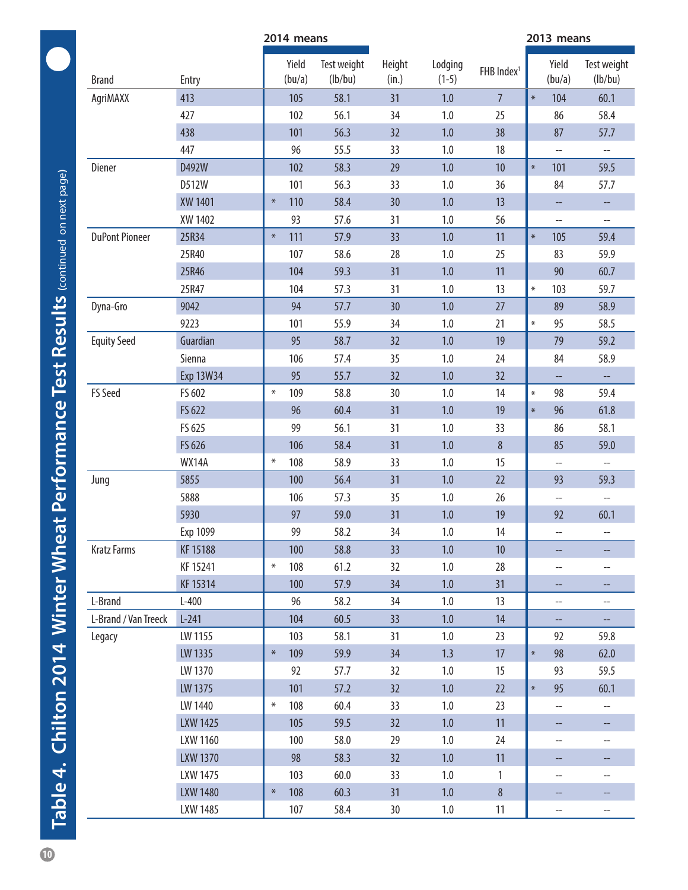# Table 4. Chilton 2014 Winter Wheat Performance Test Results (continued on next page)

| Brand | Entry | 2014 means | | | | | | 2013 means | | |
|---|---|---|---|---|---|---|---|---|---|---|
| | | | Yield (bu/a) | Test weight (lb/bu) | Height (in.) | Lodging (1-5) | FHB Index[1] | | Yield (bu/a) | Test weight (lb/bu) |
| AgriMAXX | 413 | | 105 | 58.1 | 31 | 1.0 | 7 | * | 104 | 60.1 |
| | 427 | | 102 | 56.1 | 34 | 1.0 | 25 | | 86 | 58.4 |
| | 438 | | 101 | 56.3 | 32 | 1.0 | 38 | | 87 | 57.7 |
| | 447 | | 96 | 55.5 | 33 | 1.0 | 18 | | -- | -- |
| Diener | D492W | | 102 | 58.3 | 29 | 1.0 | 10 | * | 101 | 59.5 |
| | D512W | | 101 | 56.3 | 33 | 1.0 | 36 | | 84 | 57.7 |
| | XW 1401 | * | 110 | 58.4 | 30 | 1.0 | 13 | | -- | -- |
| | XW 1402 | | 93 | 57.6 | 31 | 1.0 | 56 | | -- | -- |
| DuPont Pioneer | 25R34 | * | 111 | 57.9 | 33 | 1.0 | 11 | * | 105 | 59.4 |
| | 25R40 | | 107 | 58.6 | 28 | 1.0 | 25 | | 83 | 59.9 |
| | 25R46 | | 104 | 59.3 | 31 | 1.0 | 11 | | 90 | 60.7 |
| | 25R47 | | 104 | 57.3 | 31 | 1.0 | 13 | * | 103 | 59.7 |
| Dyna-Gro | 9042 | | 94 | 57.7 | 30 | 1.0 | 27 | | 89 | 58.9 |
| | 9223 | | 101 | 55.9 | 34 | 1.0 | 21 | * | 95 | 58.5 |
| Equity Seed | Guardian | | 95 | 58.7 | 32 | 1.0 | 19 | | 79 | 59.2 |
| | Sienna | | 106 | 57.4 | 35 | 1.0 | 24 | | 84 | 58.9 |
| | Exp 13W34 | | 95 | 55.7 | 32 | 1.0 | 32 | | -- | -- |
| FS Seed | FS 602 | * | 109 | 58.8 | 30 | 1.0 | 14 | * | 98 | 59.4 |
| | FS 622 | | 96 | 60.4 | 31 | 1.0 | 19 | * | 96 | 61.8 |
| | FS 625 | | 99 | 56.1 | 31 | 1.0 | 33 | | 86 | 58.1 |
| | FS 626 | | 106 | 58.4 | 31 | 1.0 | 8 | | 85 | 59.0 |
| | WX14A | * | 108 | 58.9 | 33 | 1.0 | 15 | | -- | -- |
| Jung | 5855 | | 100 | 56.4 | 31 | 1.0 | 22 | | 93 | 59.3 |
| | 5888 | | 106 | 57.3 | 35 | 1.0 | 26 | | -- | -- |
| | 5930 | | 97 | 59.0 | 31 | 1.0 | 19 | | 92 | 60.1 |
| | Exp 1099 | | 99 | 58.2 | 34 | 1.0 | 14 | | -- | -- |
| Kratz Farms | KF 15188 | | 100 | 58.8 | 33 | 1.0 | 10 | | -- | -- |
| | KF 15241 | * | 108 | 61.2 | 32 | 1.0 | 28 | | -- | -- |
| | KF 15314 | | 100 | 57.9 | 34 | 1.0 | 31 | | -- | -- |
| L-Brand | L-400 | | 96 | 58.2 | 34 | 1.0 | 13 | | -- | -- |
| L-Brand / Van Treeck | L-241 | | 104 | 60.5 | 33 | 1.0 | 14 | | -- | -- |
| Legacy | LW 1155 | | 103 | 58.1 | 31 | 1.0 | 23 | | 92 | 59.8 |
| | LW 1335 | * | 109 | 59.9 | 34 | 1.3 | 17 | * | 98 | 62.0 |
| | LW 1370 | | 92 | 57.7 | 32 | 1.0 | 15 | | 93 | 59.5 |
| | LW 1375 | | 101 | 57.2 | 32 | 1.0 | 22 | * | 95 | 60.1 |
| | LW 1440 | * | 108 | 60.4 | 33 | 1.0 | 23 | | -- | -- |
| | LXW 1425 | | 105 | 59.5 | 32 | 1.0 | 11 | | -- | -- |
| | LXW 1160 | | 100 | 58.0 | 29 | 1.0 | 24 | | -- | -- |
| | LXW 1370 | | 98 | 58.3 | 32 | 1.0 | 11 | | -- | -- |
| | LXW 1475 | | 103 | 60.0 | 33 | 1.0 | 1 | | -- | -- |
| | LXW 1480 | * | 108 | 60.3 | 31 | 1.0 | 8 | | -- | -- |
| | LXW 1485 | | 107 | 58.4 | 30 | 1.0 | 11 | | -- | -- |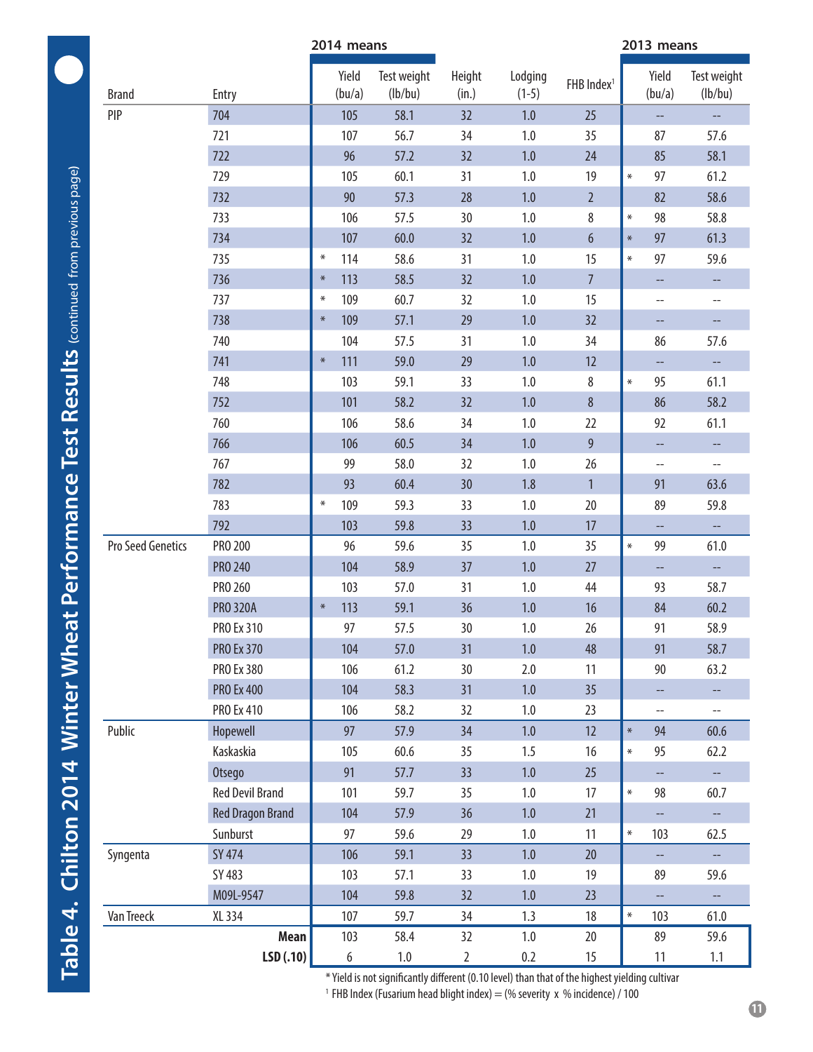# Table 4. Chilton 2014 Winter Wheat Performance Test Results (continued from previous page)

| Brand | Entry | 2014 means Yield (bu/a) | Test weight (lb/bu) | Height (in.) | Lodging (1-5) | FHB Index[1] | 2013 means Yield (bu/a) | Test weight (lb/bu) |
|---|---|---|---|---|---|---|---|---|
| PIP | 704 | 105 | 58.1 | 32 | 1.0 | 25 | -- | -- |
| | 721 | 107 | 56.7 | 34 | 1.0 | 35 | 87 | 57.6 |
| | 722 | 96 | 57.2 | 32 | 1.0 | 24 | 85 | 58.1 |
| | 729 | 105 | 60.1 | 31 | 1.0 | 19 | * 97 | 61.2 |
| | 732 | 90 | 57.3 | 28 | 1.0 | 2 | 82 | 58.6 |
| | 733 | 106 | 57.5 | 30 | 1.0 | 8 | * 98 | 58.8 |
| | 734 | 107 | 60.0 | 32 | 1.0 | 6 | * 97 | 61.3 |
| | 735 | * 114 | 58.6 | 31 | 1.0 | 15 | * 97 | 59.6 |
| | 736 | * 113 | 58.5 | 32 | 1.0 | 7 | -- | -- |
| | 737 | * 109 | 60.7 | 32 | 1.0 | 15 | -- | -- |
| | 738 | * 109 | 57.1 | 29 | 1.0 | 32 | -- | -- |
| | 740 | 104 | 57.5 | 31 | 1.0 | 34 | 86 | 57.6 |
| | 741 | * 111 | 59.0 | 29 | 1.0 | 12 | -- | -- |
| | 748 | 103 | 59.1 | 33 | 1.0 | 8 | * 95 | 61.1 |
| | 752 | 101 | 58.2 | 32 | 1.0 | 8 | 86 | 58.2 |
| | 760 | 106 | 58.6 | 34 | 1.0 | 22 | 92 | 61.1 |
| | 766 | 106 | 60.5 | 34 | 1.0 | 9 | -- | -- |
| | 767 | 99 | 58.0 | 32 | 1.0 | 26 | -- | -- |
| | 782 | 93 | 60.4 | 30 | 1.8 | 1 | 91 | 63.6 |
| | 783 | * 109 | 59.3 | 33 | 1.0 | 20 | 89 | 59.8 |
| | 792 | 103 | 59.8 | 33 | 1.0 | 17 | -- | -- |
| Pro Seed Genetics | PRO 200 | 96 | 59.6 | 35 | 1.0 | 35 | * 99 | 61.0 |
| | PRO 240 | 104 | 58.9 | 37 | 1.0 | 27 | -- | -- |
| | PRO 260 | 103 | 57.0 | 31 | 1.0 | 44 | 93 | 58.7 |
| | PRO 320A | * 113 | 59.1 | 36 | 1.0 | 16 | 84 | 60.2 |
| | PRO Ex 310 | 97 | 57.5 | 30 | 1.0 | 26 | 91 | 58.9 |
| | PRO Ex 370 | 104 | 57.0 | 31 | 1.0 | 48 | 91 | 58.7 |
| | PRO Ex 380 | 106 | 61.2 | 30 | 2.0 | 11 | 90 | 63.2 |
| | PRO Ex 400 | 104 | 58.3 | 31 | 1.0 | 35 | -- | -- |
| | PRO Ex 410 | 106 | 58.2 | 32 | 1.0 | 23 | -- | -- |
| Public | Hopewell | 97 | 57.9 | 34 | 1.0 | 12 | * 94 | 60.6 |
| | Kaskaskia | 105 | 60.6 | 35 | 1.5 | 16 | * 95 | 62.2 |
| | Otsego | 91 | 57.7 | 33 | 1.0 | 25 | -- | -- |
| | Red Devil Brand | 101 | 59.7 | 35 | 1.0 | 17 | * 98 | 60.7 |
| | Red Dragon Brand | 104 | 57.9 | 36 | 1.0 | 21 | -- | -- |
| | Sunburst | 97 | 59.6 | 29 | 1.0 | 11 | * 103 | 62.5 |
| Syngenta | SY 474 | 106 | 59.1 | 33 | 1.0 | 20 | -- | -- |
| | SY 483 | 103 | 57.1 | 33 | 1.0 | 19 | 89 | 59.6 |
| | M09L-9547 | 104 | 59.8 | 32 | 1.0 | 23 | -- | -- |
| Van Treeck | XL 334 | 107 | 59.7 | 34 | 1.3 | 18 | * 103 | 61.0 |
| | **Mean** | 103 | 58.4 | 32 | 1.0 | 20 | 89 | 59.6 |
| | **LSD (.10)** | 6 | 1.0 | 2 | 0.2 | 15 | 11 | 1.1 |

\* Yield is not significantly different (0.10 level) than that of the highest yielding cultivar

[1] FHB Index (Fusarium head blight index) = (% severity x % incidence) / 100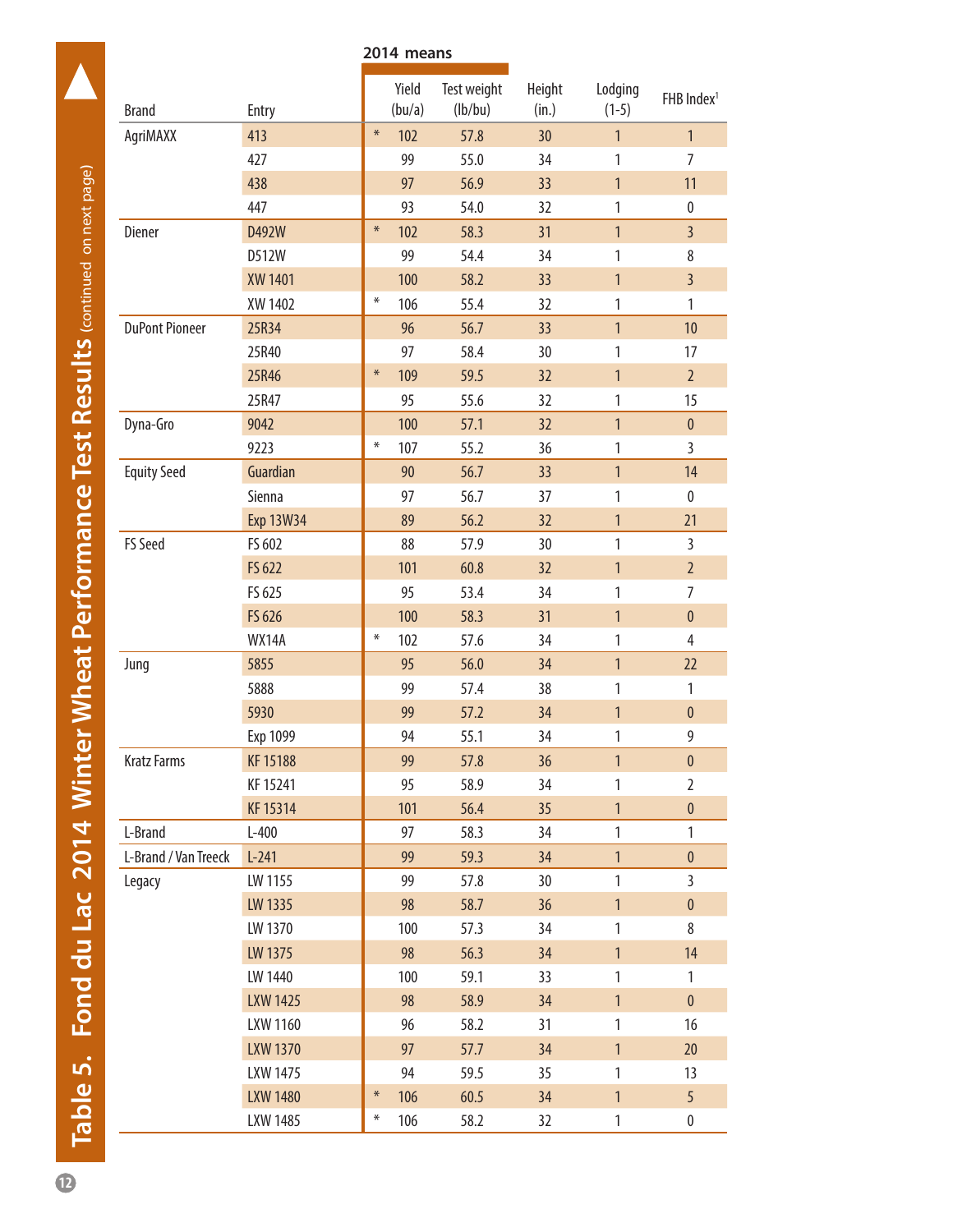## Table 5. Fond du Lac 2014 Winter Wheat Performance Test Results (continued on next page)

| Brand | Entry | | 2014 means | | | | |
|---|---|---|---|---|---|---|---|
| | | | Yield (bu/a) | Test weight (lb/bu) | Height (in.) | Lodging (1-5) | FHB Index[1] |
| AgriMAXX | 413 | * | 102 | 57.8 | 30 | 1 | 1 |
| | 427 | | 99 | 55.0 | 34 | 1 | 7 |
| | 438 | | 97 | 56.9 | 33 | 1 | 11 |
| | 447 | | 93 | 54.0 | 32 | 1 | 0 |
| Diener | D492W | * | 102 | 58.3 | 31 | 1 | 3 |
| | D512W | | 99 | 54.4 | 34 | 1 | 8 |
| | XW 1401 | | 100 | 58.2 | 33 | 1 | 3 |
| | XW 1402 | * | 106 | 55.4 | 32 | 1 | 1 |
| DuPont Pioneer | 25R34 | | 96 | 56.7 | 33 | 1 | 10 |
| | 25R40 | | 97 | 58.4 | 30 | 1 | 17 |
| | 25R46 | * | 109 | 59.5 | 32 | 1 | 2 |
| | 25R47 | | 95 | 55.6 | 32 | 1 | 15 |
| Dyna-Gro | 9042 | | 100 | 57.1 | 32 | 1 | 0 |
| | 9223 | * | 107 | 55.2 | 36 | 1 | 3 |
| Equity Seed | Guardian | | 90 | 56.7 | 33 | 1 | 14 |
| | Sienna | | 97 | 56.7 | 37 | 1 | 0 |
| | Exp 13W34 | | 89 | 56.2 | 32 | 1 | 21 |
| FS Seed | FS 602 | | 88 | 57.9 | 30 | 1 | 3 |
| | FS 622 | | 101 | 60.8 | 32 | 1 | 2 |
| | FS 625 | | 95 | 53.4 | 34 | 1 | 7 |
| | FS 626 | | 100 | 58.3 | 31 | 1 | 0 |
| | WX14A | * | 102 | 57.6 | 34 | 1 | 4 |
| Jung | 5855 | | 95 | 56.0 | 34 | 1 | 22 |
| | 5888 | | 99 | 57.4 | 38 | 1 | 1 |
| | 5930 | | 99 | 57.2 | 34 | 1 | 0 |
| | Exp 1099 | | 94 | 55.1 | 34 | 1 | 9 |
| Kratz Farms | KF 15188 | | 99 | 57.8 | 36 | 1 | 0 |
| | KF 15241 | | 95 | 58.9 | 34 | 1 | 2 |
| | KF 15314 | | 101 | 56.4 | 35 | 1 | 0 |
| L-Brand | L-400 | | 97 | 58.3 | 34 | 1 | 1 |
| L-Brand / Van Treeck | L-241 | | 99 | 59.3 | 34 | 1 | 0 |
| Legacy | LW 1155 | | 99 | 57.8 | 30 | 1 | 3 |
| | LW 1335 | | 98 | 58.7 | 36 | 1 | 0 |
| | LW 1370 | | 100 | 57.3 | 34 | 1 | 8 |
| | LW 1375 | | 98 | 56.3 | 34 | 1 | 14 |
| | LW 1440 | | 100 | 59.1 | 33 | 1 | 1 |
| | LXW 1425 | | 98 | 58.9 | 34 | 1 | 0 |
| | LXW 1160 | | 96 | 58.2 | 31 | 1 | 16 |
| | LXW 1370 | | 97 | 57.7 | 34 | 1 | 20 |
| | LXW 1475 | | 94 | 59.5 | 35 | 1 | 13 |
| | LXW 1480 | * | 106 | 60.5 | 34 | 1 | 5 |
| | LXW 1485 | * | 106 | 58.2 | 32 | 1 | 0 |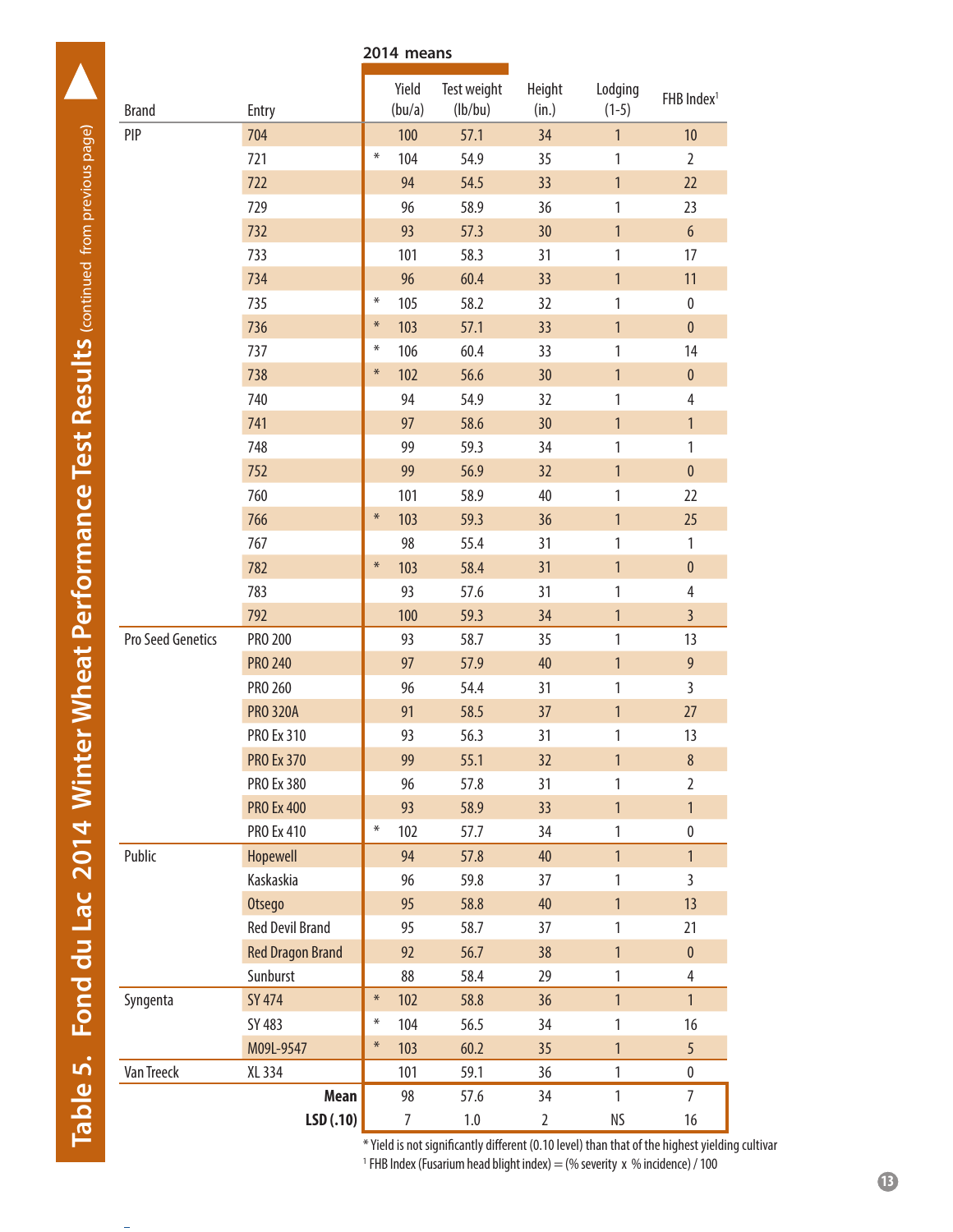# Table 5. Fond du Lac 2014 Winter Wheat Performance Test Results (continued from previous page)

| Brand | Entry | | 2014 means Yield (bu/a) | Test weight (lb/bu) | Height (in.) | Lodging (1-5) | FHB Index[1] |
|---|---|---|---|---|---|---|---|
| PIP | 704 | | 100 | 57.1 | 34 | 1 | 10 |
| | 721 | * | 104 | 54.9 | 35 | 1 | 2 |
| | 722 | | 94 | 54.5 | 33 | 1 | 22 |
| | 729 | | 96 | 58.9 | 36 | 1 | 23 |
| | 732 | | 93 | 57.3 | 30 | 1 | 6 |
| | 733 | | 101 | 58.3 | 31 | 1 | 17 |
| | 734 | | 96 | 60.4 | 33 | 1 | 11 |
| | 735 | * | 105 | 58.2 | 32 | 1 | 0 |
| | 736 | * | 103 | 57.1 | 33 | 1 | 0 |
| | 737 | * | 106 | 60.4 | 33 | 1 | 14 |
| | 738 | * | 102 | 56.6 | 30 | 1 | 0 |
| | 740 | | 94 | 54.9 | 32 | 1 | 4 |
| | 741 | | 97 | 58.6 | 30 | 1 | 1 |
| | 748 | | 99 | 59.3 | 34 | 1 | 1 |
| | 752 | | 99 | 56.9 | 32 | 1 | 0 |
| | 760 | | 101 | 58.9 | 40 | 1 | 22 |
| | 766 | * | 103 | 59.3 | 36 | 1 | 25 |
| | 767 | | 98 | 55.4 | 31 | 1 | 1 |
| | 782 | * | 103 | 58.4 | 31 | 1 | 0 |
| | 783 | | 93 | 57.6 | 31 | 1 | 4 |
| | 792 | | 100 | 59.3 | 34 | 1 | 3 |
| Pro Seed Genetics | PRO 200 | | 93 | 58.7 | 35 | 1 | 13 |
| | PRO 240 | | 97 | 57.9 | 40 | 1 | 9 |
| | PRO 260 | | 96 | 54.4 | 31 | 1 | 3 |
| | PRO 320A | | 91 | 58.5 | 37 | 1 | 27 |
| | PRO Ex 310 | | 93 | 56.3 | 31 | 1 | 13 |
| | PRO Ex 370 | | 99 | 55.1 | 32 | 1 | 8 |
| | PRO Ex 380 | | 96 | 57.8 | 31 | 1 | 2 |
| | PRO Ex 400 | | 93 | 58.9 | 33 | 1 | 1 |
| | PRO Ex 410 | * | 102 | 57.7 | 34 | 1 | 0 |
| Public | Hopewell | | 94 | 57.8 | 40 | 1 | 1 |
| | Kaskaskia | | 96 | 59.8 | 37 | 1 | 3 |
| | Otsego | | 95 | 58.8 | 40 | 1 | 13 |
| | Red Devil Brand | | 95 | 58.7 | 37 | 1 | 21 |
| | Red Dragon Brand | | 92 | 56.7 | 38 | 1 | 0 |
| | Sunburst | | 88 | 58.4 | 29 | 1 | 4 |
| Syngenta | SY 474 | * | 102 | 58.8 | 36 | 1 | 1 |
| | SY 483 | * | 104 | 56.5 | 34 | 1 | 16 |
| | M09L-9547 | * | 103 | 60.2 | 35 | 1 | 5 |
| Van Treeck | XL 334 | | 101 | 59.1 | 36 | 1 | 0 |
| | **Mean** | | 98 | 57.6 | 34 | 1 | 7 |
| | **LSD (.10)** | | 7 | 1.0 | 2 | NS | 16 |

* Yield is not significantly different (0.10 level) than that of the highest yielding cultivar

[1] FHB Index (Fusarium head blight index) = (% severity x % incidence) / 100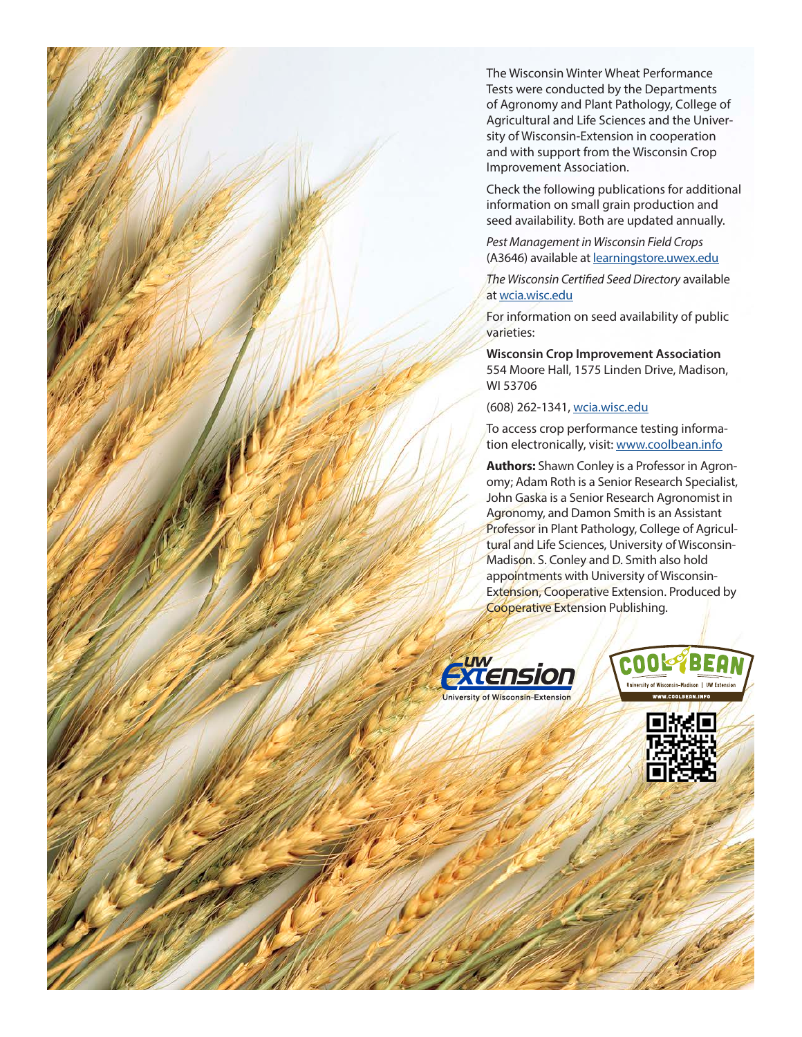The Wisconsin Winter Wheat Performance Tests were conducted by the Departments of Agronomy and Plant Pathology, College of Agricultural and Life Sciences and the University of Wisconsin-Extension in cooperation and with support from the Wisconsin Crop Improvement Association.

Check the following publications for additional information on small grain production and seed availability. Both are updated annually.

*Pest Management in Wisconsin Field Crops* (A3646) available at learningstore.uwex.edu

*The Wisconsin Certified Seed Directory* available at wcia.wisc.edu

For information on seed availability of public varieties:

**Wisconsin Crop Improvement Association**
554 Moore Hall, 1575 Linden Drive, Madison, WI 53706

(608) 262-1341, wcia.wisc.edu

To access crop performance testing information electronically, visit: www.coolbean.info

**Authors:** Shawn Conley is a Professor in Agronomy; Adam Roth is a Senior Research Specialist, John Gaska is a Senior Research Agronomist in Agronomy, and Damon Smith is an Assistant Professor in Plant Pathology, College of Agricultural and Life Sciences, University of Wisconsin-Madison. S. Conley and D. Smith also hold appointments with University of Wisconsin-Extension, Cooperative Extension. Produced by Cooperative Extension Publishing.

UW Extension
University of Wisconsin-Extension

COOL BEAN
University of Wisconsin-Madison | UW Extension
WWW.COOLBEAN.INFO